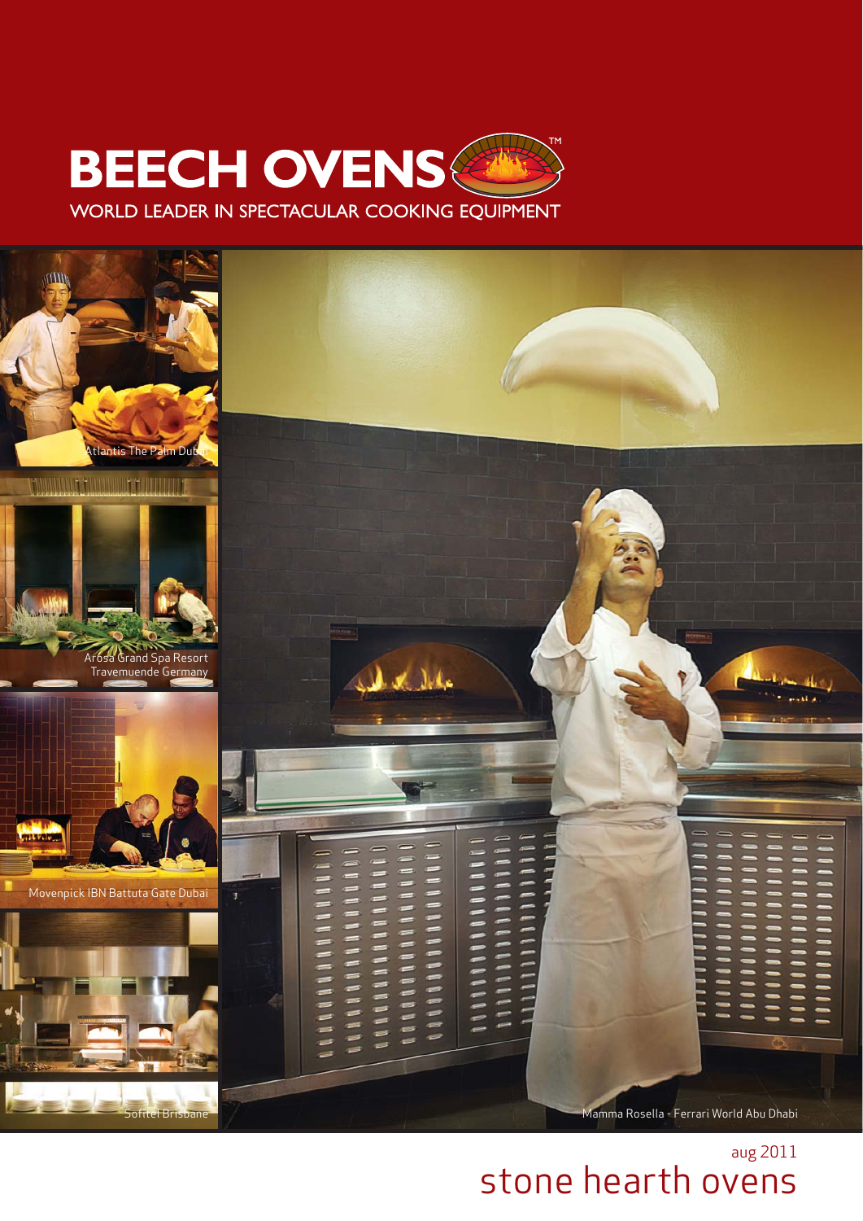# BEECH OVENS™

WORLD LEADER IN SPECTACULAR COOKING EQUIPMENT

Atlantis The Palm Dubai

Arosa Grand Spa Resort Travemuende Germany

Movenpick IBN Battuta Gate Dubai

Sofitel Brisbane

Mamma Rosella - Ferrari World Abu Dhabi

aug 2011

## stone hearth ovens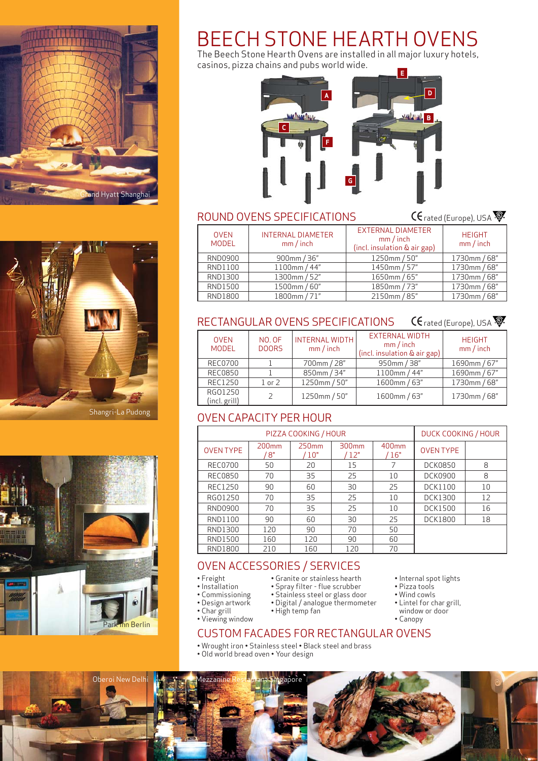# BEECH STONE HEARTH OVENS

The Beech Stone Hearth Ovens are installed in all major luxury hotels, casinos, pizza chains and pubs world wide.

Grand Hyatt Shanghai

Shangri-La Pudong

Park Inn Berlin

Oberoi New Delhi

Mezzanine Restaurant Singapore

## ROUND OVENS SPECIFICATIONS

CE rated (Europe), USA

| OVEN MODEL | INTERNAL DIAMETER mm / inch | EXTERNAL DIAMETER mm / inch (incl. insulation & air gap) | HEIGHT mm / inch |
|---|---|---|---|
| RND0900 | 900mm / 36" | 1250mm / 50" | 1730mm / 68" |
| RND1100 | 1100mm / 44" | 1450mm / 57" | 1730mm / 68" |
| RND1300 | 1300mm / 52" | 1650mm / 65" | 1730mm / 68" |
| RND1500 | 1500mm / 60" | 1850mm / 73" | 1730mm / 68" |
| RND1800 | 1800mm / 71" | 2150mm / 85" | 1730mm / 68" |

## RECTANGULAR OVENS SPECIFICATIONS

CE rated (Europe), USA

| OVEN MODEL | NO. OF DOORS | INTERNAL WIDTH mm / inch | EXTERNAL WIDTH mm / inch (incl. insulation & air gap) | HEIGHT mm / inch |
|---|---|---|---|---|
| REC0700 | 1 | 700mm / 28" | 950mm / 38" | 1690mm / 67" |
| REC0850 | 1 | 850mm / 34" | 1100mm / 44" | 1690mm / 67" |
| REC1250 | 1 or 2 | 1250mm / 50" | 1600mm / 63" | 1730mm / 68" |
| RGO1250 (incl. grill) | 2 | 1250mm / 50" | 1600mm / 63" | 1730mm / 68" |

## OVEN CAPACITY PER HOUR

| PIZZA COOKING / HOUR | | | | | DUCK COOKING / HOUR | |
|---|---|---|---|---|---|---|
| OVEN TYPE | 200mm / 8" | 250mm / 10" | 300mm / 12" | 400mm / 16" | OVEN TYPE | |
| REC0700 | 50 | 20 | 15 | 7 | DCK0850 | 8 |
| REC0850 | 70 | 35 | 25 | 10 | DCK0900 | 8 |
| REC1250 | 90 | 60 | 30 | 25 | DCK1100 | 10 |
| RGO1250 | 70 | 35 | 25 | 10 | DCK1300 | 12 |
| RND0900 | 70 | 35 | 25 | 10 | DCK1500 | 16 |
| RND1100 | 90 | 60 | 30 | 25 | DCK1800 | 18 |
| RND1300 | 120 | 90 | 70 | 50 | | |
| RND1500 | 160 | 120 | 90 | 60 | | |
| RND1800 | 210 | 160 | 120 | 70 | | |

## OVEN ACCESSORIES / SERVICES

- Freight
- Installation
- Commissioning
- Design artwork
- Char grill
- Viewing window
- Granite or stainless hearth
- Spray filter - flue scrubber
- Stainless steel or glass door
- Digital / analogue thermometer
- High temp fan
- Internal spot lights
- Pizza tools
- Wind cowls
- Lintel for char grill, window or door
- Canopy

## CUSTOM FACADES FOR RECTANGULAR OVENS

- Wrought iron • Stainless steel • Black steel and brass
- Old world bread oven • Your design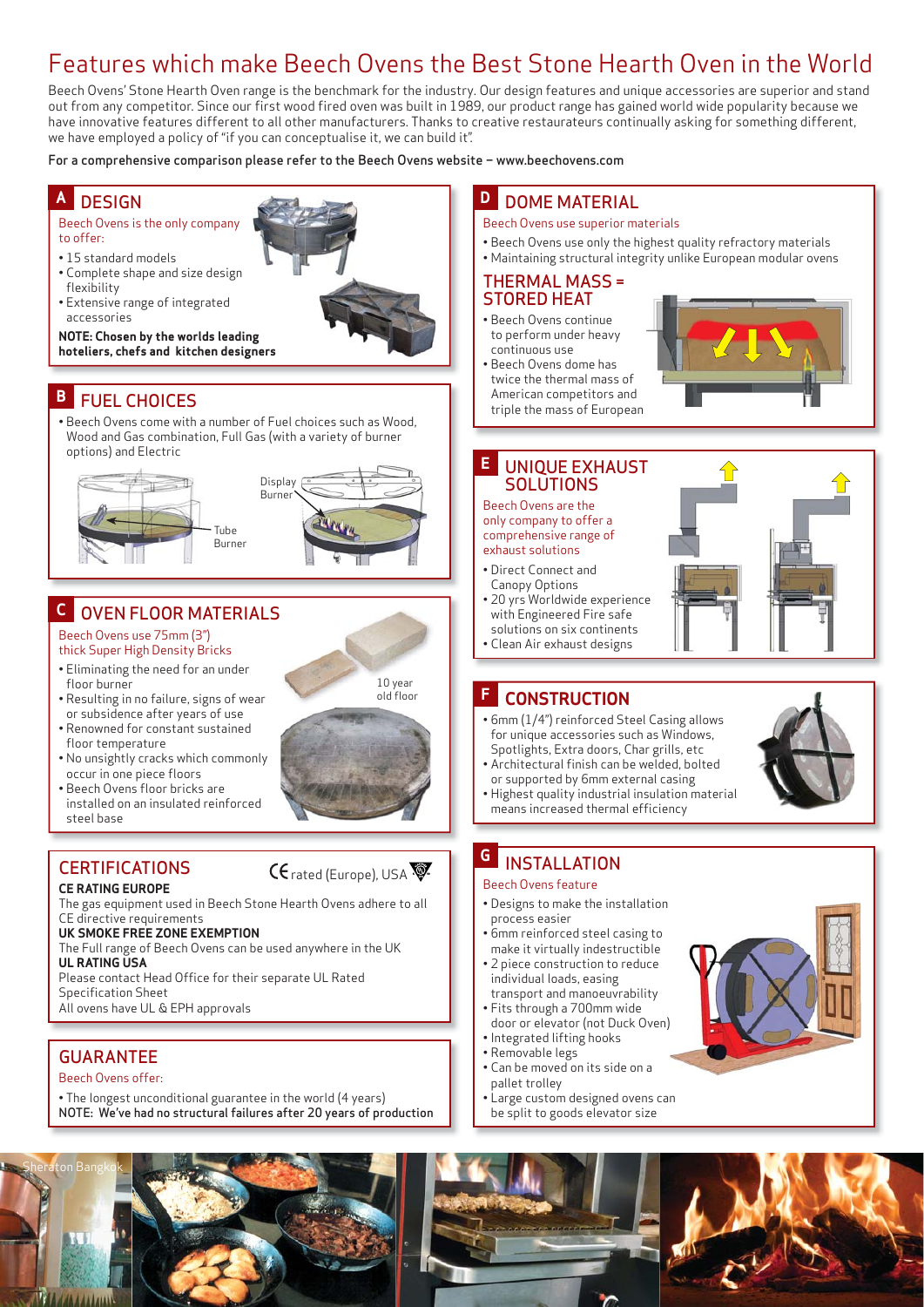# Features which make Beech Ovens the Best Stone Hearth Oven in the World

Beech Ovens' Stone Hearth Oven range is the benchmark for the industry. Our design features and unique accessories are superior and stand out from any competitor. Since our first wood fired oven was built in 1989, our product range has gained world wide popularity because we have innovative features different to all other manufacturers. Thanks to creative restaurateurs continually asking for something different, we have employed a policy of "if you can conceptualise it, we can build it".

For a comprehensive comparison please refer to the Beech Ovens website – www.beechovens.com

## A DESIGN

Beech Ovens is the only company to offer:

- 15 standard models
- Complete shape and size design flexibility
- Extensive range of integrated accessories

**NOTE: Chosen by the worlds leading hoteliers, chefs and kitchen designers**

## B FUEL CHOICES

- Beech Ovens come with a number of Fuel choices such as Wood, Wood and Gas combination, Full Gas (with a variety of burner options) and Electric

Tube Burner

Display Burner

## C OVEN FLOOR MATERIALS

Beech Ovens use 75mm (3") thick Super High Density Bricks

- Eliminating the need for an under floor burner
- Resulting in no failure, signs of wear or subsidence after years of use
- Renowned for constant sustained floor temperature
- No unsightly cracks which commonly occur in one piece floors
- Beech Ovens floor bricks are installed on an insulated reinforced steel base

10 year old floor

## CERTIFICATIONS

CE rated (Europe), USA

**CE RATING EUROPE**

The gas equipment used in Beech Stone Hearth Ovens adhere to all CE directive requirements

**UK SMOKE FREE ZONE EXEMPTION**

The Full range of Beech Ovens can be used anywhere in the UK

**UL RATING USA**

Please contact Head Office for their separate UL Rated Specification Sheet

All ovens have UL & EPH approvals

## GUARANTEE

Beech Ovens offer:

- The longest unconditional guarantee in the world (4 years)

NOTE: We've had no structural failures after 20 years of production

## D DOME MATERIAL

Beech Ovens use superior materials

- Beech Ovens use only the highest quality refractory materials
- Maintaining structural integrity unlike European modular ovens

### THERMAL MASS = STORED HEAT

- Beech Ovens continue to perform under heavy continuous use
- Beech Ovens dome has twice the thermal mass of American competitors and triple the mass of European

## E UNIQUE EXHAUST SOLUTIONS

Beech Ovens are the only company to offer a comprehensive range of exhaust solutions

- Direct Connect and Canopy Options
- 20 yrs Worldwide experience with Engineered Fire safe solutions on six continents
- Clean Air exhaust designs

## F CONSTRUCTION

- 6mm (1/4") reinforced Steel Casing allows for unique accessories such as Windows, Spotlights, Extra doors, Char grills, etc
- Architectural finish can be welded, bolted or supported by 6mm external casing
- Highest quality industrial insulation material means increased thermal efficiency

## G INSTALLATION

Beech Ovens feature

- Designs to make the installation process easier
- 6mm reinforced steel casing to make it virtually indestructible
- 2 piece construction to reduce individual loads, easing transport and manoeuvrability
- Fits through a 700mm wide door or elevator (not Duck Oven)
- Integrated lifting hooks
- Removable legs
- Can be moved on its side on a pallet trolley
- Large custom designed ovens can be split to goods elevator size

Sheraton Bangkok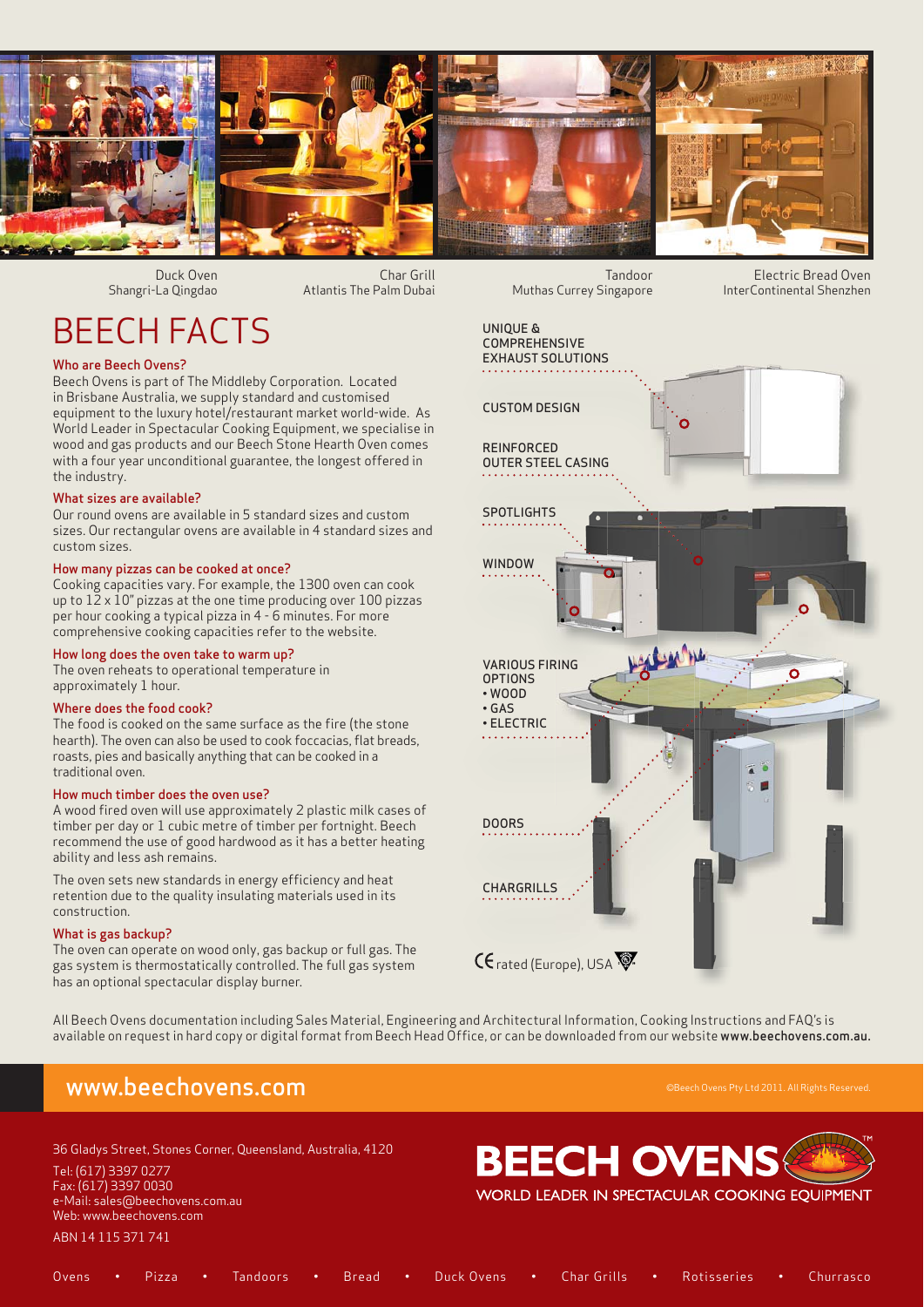Duck Oven
Shangri-La Qingdao

Char Grill
Atlantis The Palm Dubai

Tandoor
Muthas Currey Singapore

Electric Bread Oven
InterContinental Shenzhen

# BEECH FACTS

### Who are Beech Ovens?

Beech Ovens is part of The Middleby Corporation. Located in Brisbane Australia, we supply standard and customised equipment to the luxury hotel/restaurant market world-wide. As World Leader in Spectacular Cooking Equipment, we specialise in wood and gas products and our Beech Stone Hearth Oven comes with a four year unconditional guarantee, the longest offered in the industry.

### What sizes are available?

Our round ovens are available in 5 standard sizes and custom sizes. Our rectangular ovens are available in 4 standard sizes and custom sizes.

### How many pizzas can be cooked at once?

Cooking capacities vary. For example, the 1300 oven can cook up to 12 x 10" pizzas at the one time producing over 100 pizzas per hour cooking a typical pizza in 4 - 6 minutes. For more comprehensive cooking capacities refer to the website.

### How long does the oven take to warm up?

The oven reheats to operational temperature in approximately 1 hour.

### Where does the food cook?

The food is cooked on the same surface as the fire (the stone hearth). The oven can also be used to cook foccacias, flat breads, roasts, pies and basically anything that can be cooked in a traditional oven.

### How much timber does the oven use?

A wood fired oven will use approximately 2 plastic milk cases of timber per day or 1 cubic metre of timber per fortnight. Beech recommend the use of good hardwood as it has a better heating ability and less ash remains.

The oven sets new standards in energy efficiency and heat retention due to the quality insulating materials used in its construction.

### What is gas backup?

The oven can operate on wood only, gas backup or full gas. The gas system is thermostatically controlled. The full gas system has an optional spectacular display burner.

UNIQUE & COMPREHENSIVE EXHAUST SOLUTIONS

CUSTOM DESIGN

REINFORCED OUTER STEEL CASING

SPOTLIGHTS

WINDOW

VARIOUS FIRING OPTIONS
- WOOD
- GAS
- ELECTRIC

DOORS

CHARGRILLS

CE rated (Europe), USA

All Beech Ovens documentation including Sales Material, Engineering and Architectural Information, Cooking Instructions and FAQ's is available on request in hard copy or digital format from Beech Head Office, or can be downloaded from our website www.beechovens.com.au.

**www.beechovens.com**

©Beech Ovens Pty Ltd 2011. All Rights Reserved.

36 Gladys Street, Stones Corner, Queensland, Australia, 4120

Tel: (617) 3397 0277
Fax: (617) 3397 0030
e-Mail: sales@beechovens.com.au
Web: www.beechovens.com

ABN 14 115 371 741

**BEECH OVENS**
WORLD LEADER IN SPECTACULAR COOKING EQUIPMENT

Ovens • Pizza • Tandoors • Bread • Duck Ovens • Char Grills • Rotisseries • Churrasco